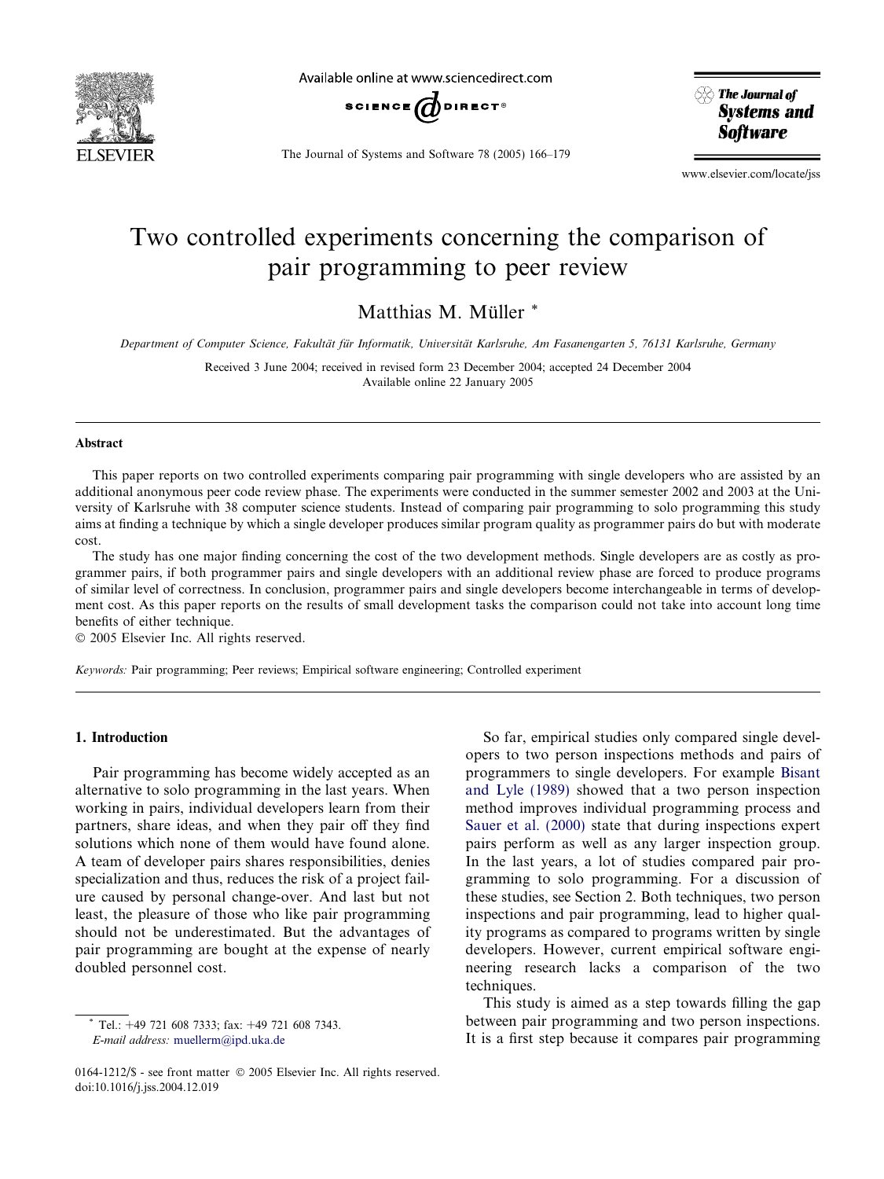# Two controlled experiments concerning the comparison of pair programming to peer review

Matthias M. Müller *

*Department of Computer Science, Fakultät für Informatik, Universität Karlsruhe, Am Fasanengarten 5, 76131 Karlsruhe, Germany*

Received 3 June 2004; received in revised form 23 December 2004; accepted 24 December 2004
Available online 22 January 2005

## Abstract

This paper reports on two controlled experiments comparing pair programming with single developers who are assisted by an additional anonymous peer code review phase. The experiments were conducted in the summer semester 2002 and 2003 at the University of Karlsruhe with 38 computer science students. Instead of comparing pair programming to solo programming this study aims at finding a technique by which a single developer produces similar program quality as programmer pairs do but with moderate cost.

The study has one major finding concerning the cost of the two development methods. Single developers are as costly as programmer pairs, if both programmer pairs and single developers with an additional review phase are forced to produce programs of similar level of correctness. In conclusion, programmer pairs and single developers become interchangeable in terms of development cost. As this paper reports on the results of small development tasks the comparison could not take into account long time benefits of either technique.

© 2005 Elsevier Inc. All rights reserved.

*Keywords:* Pair programming; Peer reviews; Empirical software engineering; Controlled experiment

## 1. Introduction

Pair programming has become widely accepted as an alternative to solo programming in the last years. When working in pairs, individual developers learn from their partners, share ideas, and when they pair off they find solutions which none of them would have found alone. A team of developer pairs shares responsibilities, denies specialization and thus, reduces the risk of a project failure caused by personal change-over. And last but not least, the pleasure of those who like pair programming should not be underestimated. But the advantages of pair programming are bought at the expense of nearly doubled personnel cost.

So far, empirical studies only compared single developers to two person inspections methods and pairs of programmers to single developers. For example Bisant and Lyle (1989) showed that a two person inspection method improves individual programming process and Sauer et al. (2000) state that during inspections expert pairs perform as well as any larger inspection group. In the last years, a lot of studies compared pair programming to solo programming. For a discussion of these studies, see Section 2. Both techniques, two person inspections and pair programming, lead to higher quality programs as compared to programs written by single developers. However, current empirical software engineering research lacks a comparison of the two techniques.

This study is aimed as a step towards filling the gap between pair programming and two person inspections. It is a first step because it compares pair programming

---

* Tel.: +49 721 608 7333; fax: +49 721 608 7343.
*E-mail address:* muellerm@ipd.uka.de

0164-1212/$ - see front matter © 2005 Elsevier Inc. All rights reserved.
doi:10.1016/j.jss.2004.12.019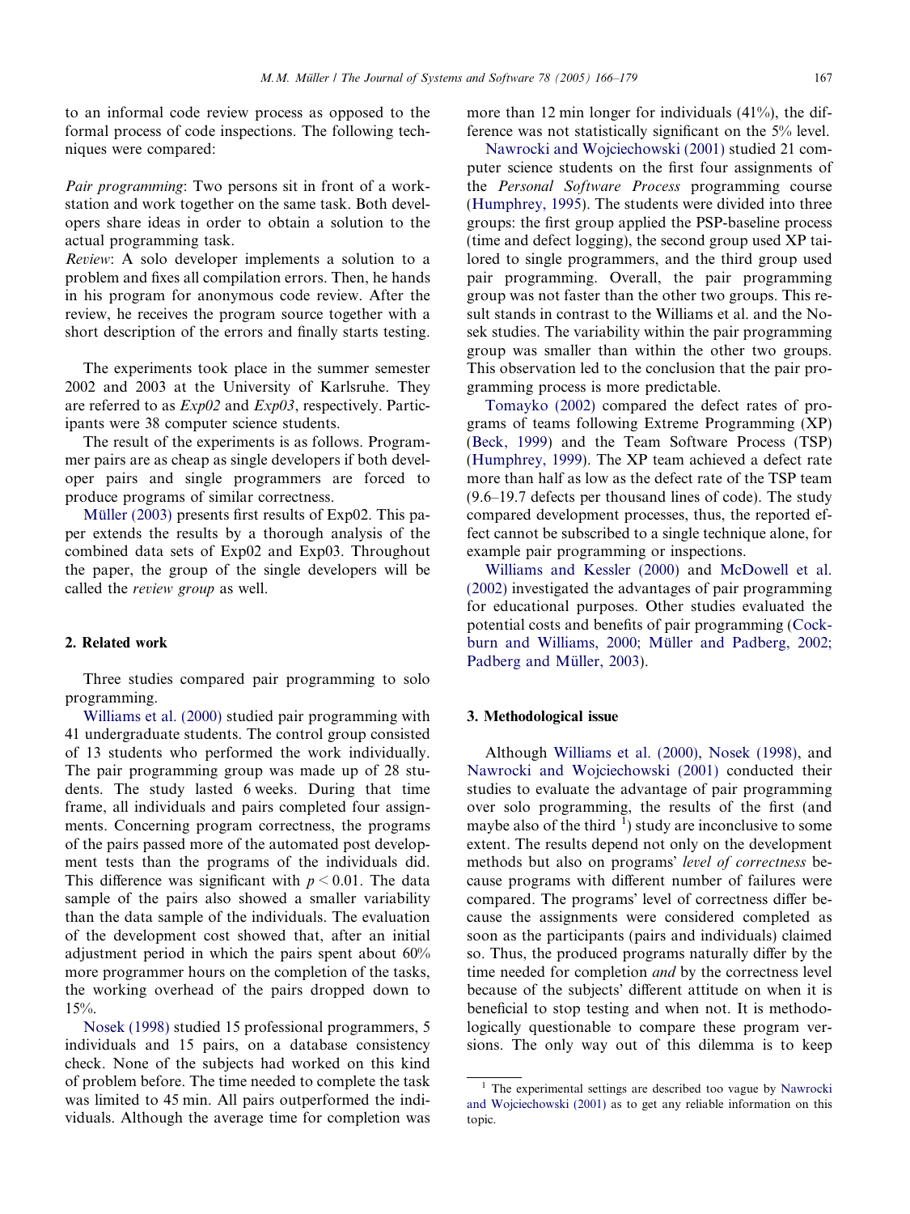to an informal code review process as opposed to the formal process of code inspections. The following techniques were compared:

*Pair programming*: Two persons sit in front of a workstation and work together on the same task. Both developers share ideas in order to obtain a solution to the actual programming task.

*Review*: A solo developer implements a solution to a problem and fixes all compilation errors. Then, he hands in his program for anonymous code review. After the review, he receives the program source together with a short description of the errors and finally starts testing.

The experiments took place in the summer semester 2002 and 2003 at the University of Karlsruhe. They are referred to as *Exp02* and *Exp03*, respectively. Participants were 38 computer science students.

The result of the experiments is as follows. Programmer pairs are as cheap as single developers if both developer pairs and single programmers are forced to produce programs of similar correctness.

Müller (2003) presents first results of Exp02. This paper extends the results by a thorough analysis of the combined data sets of Exp02 and Exp03. Throughout the paper, the group of the single developers will be called the *review group* as well.

## 2. Related work

Three studies compared pair programming to solo programming.

Williams et al. (2000) studied pair programming with 41 undergraduate students. The control group consisted of 13 students who performed the work individually. The pair programming group was made up of 28 students. The study lasted 6 weeks. During that time frame, all individuals and pairs completed four assignments. Concerning program correctness, the programs of the pairs passed more of the automated post development tests than the programs of the individuals did. This difference was significant with $p < 0.01$. The data sample of the pairs also showed a smaller variability than the data sample of the individuals. The evaluation of the development cost showed that, after an initial adjustment period in which the pairs spent about 60% more programmer hours on the completion of the tasks, the working overhead of the pairs dropped down to 15%.

Nosek (1998) studied 15 professional programmers, 5 individuals and 15 pairs, on a database consistency check. None of the subjects had worked on this kind of problem before. The time needed to complete the task was limited to 45 min. All pairs outperformed the individuals. Although the average time for completion was more than 12 min longer for individuals (41%), the difference was not statistically significant on the 5% level.

Nawrocki and Wojciechowski (2001) studied 21 computer science students on the first four assignments of the *Personal Software Process* programming course (Humphrey, 1995). The students were divided into three groups: the first group applied the PSP-baseline process (time and defect logging), the second group used XP tailored to single programmers, and the third group used pair programming. Overall, the pair programming group was not faster than the other two groups. This result stands in contrast to the Williams et al. and the Nosek studies. The variability within the pair programming group was smaller than within the other two groups. This observation led to the conclusion that the pair programming process is more predictable.

Tomayko (2002) compared the defect rates of programs of teams following Extreme Programming (XP) (Beck, 1999) and the Team Software Process (TSP) (Humphrey, 1999). The XP team achieved a defect rate more than half as low as the defect rate of the TSP team (9.6–19.7 defects per thousand lines of code). The study compared development processes, thus, the reported effect cannot be subscribed to a single technique alone, for example pair programming or inspections.

Williams and Kessler (2000) and McDowell et al. (2002) investigated the advantages of pair programming for educational purposes. Other studies evaluated the potential costs and benefits of pair programming (Cockburn and Williams, 2000; Müller and Padberg, 2002; Padberg and Müller, 2003).

## 3. Methodological issue

Although Williams et al. (2000), Nosek (1998), and Nawrocki and Wojciechowski (2001) conducted their studies to evaluate the advantage of pair programming over solo programming, the results of the first (and maybe also of the third [1]) study are inconclusive to some extent. The results depend not only on the development methods but also on programs' *level of correctness* because programs with different number of failures were compared. The programs' level of correctness differ because the assignments were considered completed as soon as the participants (pairs and individuals) claimed so. Thus, the produced programs naturally differ by the time needed for completion *and* by the correctness level because of the subjects' different attitude on when it is beneficial to stop testing and when not. It is methodologically questionable to compare these program versions. The only way out of this dilemma is to keep

[1] The experimental settings are described too vague by Nawrocki and Wojciechowski (2001) as to get any reliable information on this topic.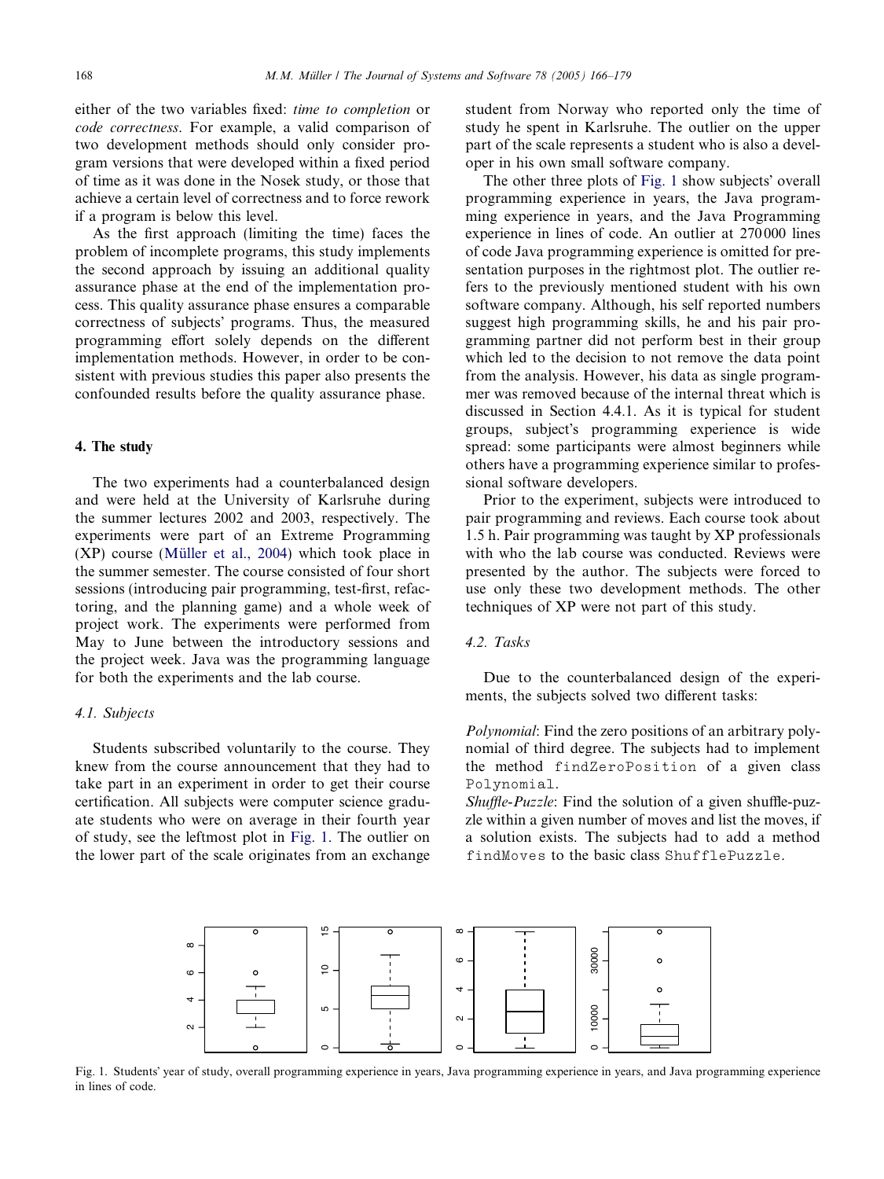either of the two variables fixed: *time to completion* or *code correctness*. For example, a valid comparison of two development methods should only consider program versions that were developed within a fixed period of time as it was done in the Nosek study, or those that achieve a certain level of correctness and to force rework if a program is below this level.

As the first approach (limiting the time) faces the problem of incomplete programs, this study implements the second approach by issuing an additional quality assurance phase at the end of the implementation process. This quality assurance phase ensures a comparable correctness of subjects' programs. Thus, the measured programming effort solely depends on the different implementation methods. However, in order to be consistent with previous studies this paper also presents the confounded results before the quality assurance phase.

## 4. The study

The two experiments had a counterbalanced design and were held at the University of Karlsruhe during the summer lectures 2002 and 2003, respectively. The experiments were part of an Extreme Programming (XP) course (Müller et al., 2004) which took place in the summer semester. The course consisted of four short sessions (introducing pair programming, test-first, refactoring, and the planning game) and a whole week of project work. The experiments were performed from May to June between the introductory sessions and the project week. Java was the programming language for both the experiments and the lab course.

### 4.1. Subjects

Students subscribed voluntarily to the course. They knew from the course announcement that they had to take part in an experiment in order to get their course certification. All subjects were computer science graduate students who were on average in their fourth year of study, see the leftmost plot in Fig. 1. The outlier on the lower part of the scale originates from an exchange student from Norway who reported only the time of study he spent in Karlsruhe. The outlier on the upper part of the scale represents a student who is also a developer in his own small software company.

The other three plots of Fig. 1 show subjects' overall programming experience in years, the Java programming experience in years, and the Java Programming experience in lines of code. An outlier at 270 000 lines of code Java programming experience is omitted for presentation purposes in the rightmost plot. The outlier refers to the previously mentioned student with his own software company. Although, his self reported numbers suggest high programming skills, he and his pair programming partner did not perform best in their group which led to the decision to not remove the data point from the analysis. However, his data as single programmer was removed because of the internal threat which is discussed in Section 4.4.1. As it is typical for student groups, subject's programming experience is wide spread: some participants were almost beginners while others have a programming experience similar to professional software developers.

Prior to the experiment, subjects were introduced to pair programming and reviews. Each course took about 1.5 h. Pair programming was taught by XP professionals with who the lab course was conducted. Reviews were presented by the author. The subjects were forced to use only these two development methods. The other techniques of XP were not part of this study.

### 4.2. Tasks

Due to the counterbalanced design of the experiments, the subjects solved two different tasks:

*Polynomial*: Find the zero positions of an arbitrary polynomial of third degree. The subjects had to implement the method `findZeroPosition` of a given class `Polynomial`.

*Shuffle-Puzzle*: Find the solution of a given shuffle-puzzle within a given number of moves and list the moves, if a solution exists. The subjects had to add a method `findMoves` to the basic class `ShufflePuzzle`.

Fig. 1. Students' year of study, overall programming experience in years, Java programming experience in years, and Java programming experience in lines of code.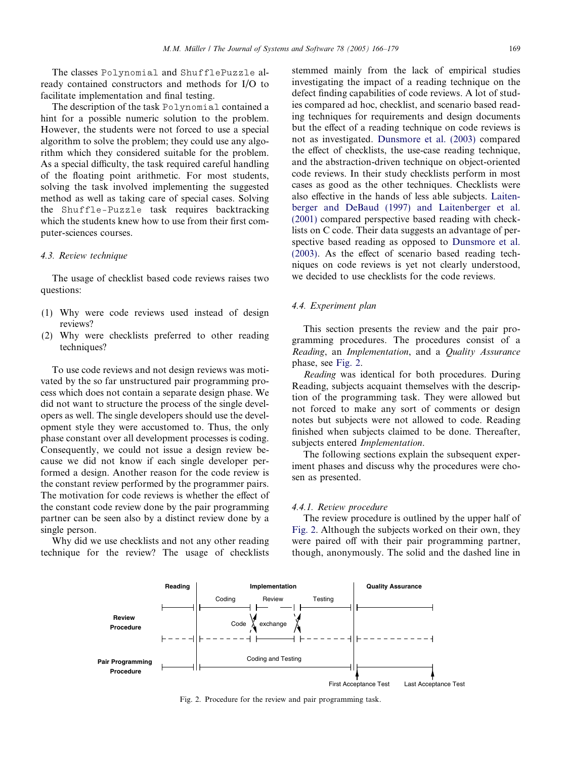The classes `Polynomial` and `ShufflePuzzle` already contained constructors and methods for I/O to facilitate implementation and final testing.

The description of the task `Polynomial` contained a hint for a possible numeric solution to the problem. However, the students were not forced to use a special algorithm to solve the problem; they could use any algorithm which they considered suitable for the problem. As a special difficulty, the task required careful handling of the floating point arithmetic. For most students, solving the task involved implementing the suggested method as well as taking care of special cases. Solving the `Shuffle-Puzzle` task requires backtracking which the students knew how to use from their first computer-sciences courses.

### 4.3. Review technique

The usage of checklist based code reviews raises two questions:

1. Why were code reviews used instead of design reviews?
2. Why were checklists preferred to other reading techniques?

To use code reviews and not design reviews was motivated by the so far unstructured pair programming process which does not contain a separate design phase. We did not want to structure the process of the single developers as well. The single developers should use the development style they were accustomed to. Thus, the only phase constant over all development processes is coding. Consequently, we could not issue a design review because we did not know if each single developer performed a design. Another reason for the code review is the constant review performed by the programmer pairs. The motivation for code reviews is whether the effect of the constant code review done by the pair programming partner can be seen also by a distinct review done by a single person.

Why did we use checklists and not any other reading technique for the review? The usage of checklists stemmed mainly from the lack of empirical studies investigating the impact of a reading technique on the defect finding capabilities of code reviews. A lot of studies compared ad hoc, checklist, and scenario based reading techniques for requirements and design documents but the effect of a reading technique on code reviews is not as investigated. Dunsmore et al. (2003) compared the effect of checklists, the use-case reading technique, and the abstraction-driven technique on object-oriented code reviews. In their study checklists perform in most cases as good as the other techniques. Checklists were also effective in the hands of less able subjects. Laitenberger and DeBaud (1997) and Laitenberger et al. (2001) compared perspective based reading with checklists on C code. Their data suggests an advantage of perspective based reading as opposed to Dunsmore et al. (2003). As the effect of scenario based reading techniques on code reviews is yet not clearly understood, we decided to use checklists for the code reviews.

### 4.4. Experiment plan

This section presents the review and the pair programming procedures. The procedures consist of a *Reading*, an *Implementation*, and a *Quality Assurance* phase, see Fig. 2.

*Reading* was identical for both procedures. During Reading, subjects acquaint themselves with the description of the programming task. They were allowed but not forced to make any sort of comments or design notes but subjects were not allowed to code. Reading finished when subjects claimed to be done. Thereafter, subjects entered *Implementation*.

The following sections explain the subsequent experiment phases and discuss why the procedures were chosen as presented.

#### 4.4.1. Review procedure

The review procedure is outlined by the upper half of Fig. 2. Although the subjects worked on their own, they were paired off with their pair programming partner, though, anonymously. The solid and the dashed line in

Reading
Implementation
Quality Assurance
Coding
Review
Testing
Review Procedure
Code exchange
Pair Programming Procedure
Coding and Testing
First Acceptance Test
Last Acceptance Test

Fig. 2. Procedure for the review and pair programming task.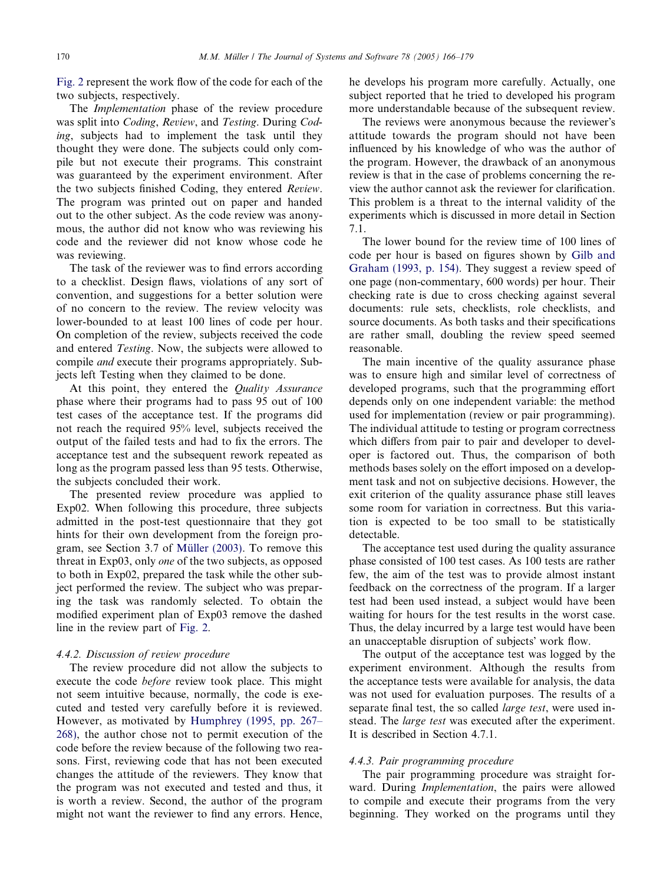Fig. 2 represent the work flow of the code for each of the two subjects, respectively.

The *Implementation* phase of the review procedure was split into *Coding*, *Review*, and *Testing*. During *Coding*, subjects had to implement the task until they thought they were done. The subjects could only compile but not execute their programs. This constraint was guaranteed by the experiment environment. After the two subjects finished Coding, they entered *Review*. The program was printed out on paper and handed out to the other subject. As the code review was anonymous, the author did not know who was reviewing his code and the reviewer did not know whose code he was reviewing.

The task of the reviewer was to find errors according to a checklist. Design flaws, violations of any sort of convention, and suggestions for a better solution were of no concern to the review. The review velocity was lower-bounded to at least 100 lines of code per hour. On completion of the review, subjects received the code and entered *Testing*. Now, the subjects were allowed to compile *and* execute their programs appropriately. Subjects left Testing when they claimed to be done.

At this point, they entered the *Quality Assurance* phase where their programs had to pass 95 out of 100 test cases of the acceptance test. If the programs did not reach the required 95% level, subjects received the output of the failed tests and had to fix the errors. The acceptance test and the subsequent rework repeated as long as the program passed less than 95 tests. Otherwise, the subjects concluded their work.

The presented review procedure was applied to Exp02. When following this procedure, three subjects admitted in the post-test questionnaire that they got hints for their own development from the foreign program, see Section 3.7 of Müller (2003). To remove this threat in Exp03, only *one* of the two subjects, as opposed to both in Exp02, prepared the task while the other subject performed the review. The subject who was preparing the task was randomly selected. To obtain the modified experiment plan of Exp03 remove the dashed line in the review part of Fig. 2.

#### 4.4.2. Discussion of review procedure

The review procedure did not allow the subjects to execute the code *before* review took place. This might not seem intuitive because, normally, the code is executed and tested very carefully before it is reviewed. However, as motivated by Humphrey (1995, pp. 267–268), the author chose not to permit execution of the code before the review because of the following two reasons. First, reviewing code that has not been executed changes the attitude of the reviewers. They know that the program was not executed and tested and thus, it is worth a review. Second, the author of the program might not want the reviewer to find any errors. Hence, he develops his program more carefully. Actually, one subject reported that he tried to developed his program more understandable because of the subsequent review.

The reviews were anonymous because the reviewer's attitude towards the program should not have been influenced by his knowledge of who was the author of the program. However, the drawback of an anonymous review is that in the case of problems concerning the review the author cannot ask the reviewer for clarification. This problem is a threat to the internal validity of the experiments which is discussed in more detail in Section 7.1.

The lower bound for the review time of 100 lines of code per hour is based on figures shown by Gilb and Graham (1993, p. 154). They suggest a review speed of one page (non-commentary, 600 words) per hour. Their checking rate is due to cross checking against several documents: rule sets, checklists, role checklists, and source documents. As both tasks and their specifications are rather small, doubling the review speed seemed reasonable.

The main incentive of the quality assurance phase was to ensure high and similar level of correctness of developed programs, such that the programming effort depends only on one independent variable: the method used for implementation (review or pair programming). The individual attitude to testing or program correctness which differs from pair to pair and developer to developer is factored out. Thus, the comparison of both methods bases solely on the effort imposed on a development task and not on subjective decisions. However, the exit criterion of the quality assurance phase still leaves some room for variation in correctness. But this variation is expected to be too small to be statistically detectable.

The acceptance test used during the quality assurance phase consisted of 100 test cases. As 100 tests are rather few, the aim of the test was to provide almost instant feedback on the correctness of the program. If a larger test had been used instead, a subject would have been waiting for hours for the test results in the worst case. Thus, the delay incurred by a large test would have been an unacceptable disruption of subjects' work flow.

The output of the acceptance test was logged by the experiment environment. Although the results from the acceptance tests were available for analysis, the data was not used for evaluation purposes. The results of a separate final test, the so called *large test*, were used instead. The *large test* was executed after the experiment. It is described in Section 4.7.1.

#### 4.4.3. Pair programming procedure

The pair programming procedure was straight forward. During *Implementation*, the pairs were allowed to compile and execute their programs from the very beginning. They worked on the programs until they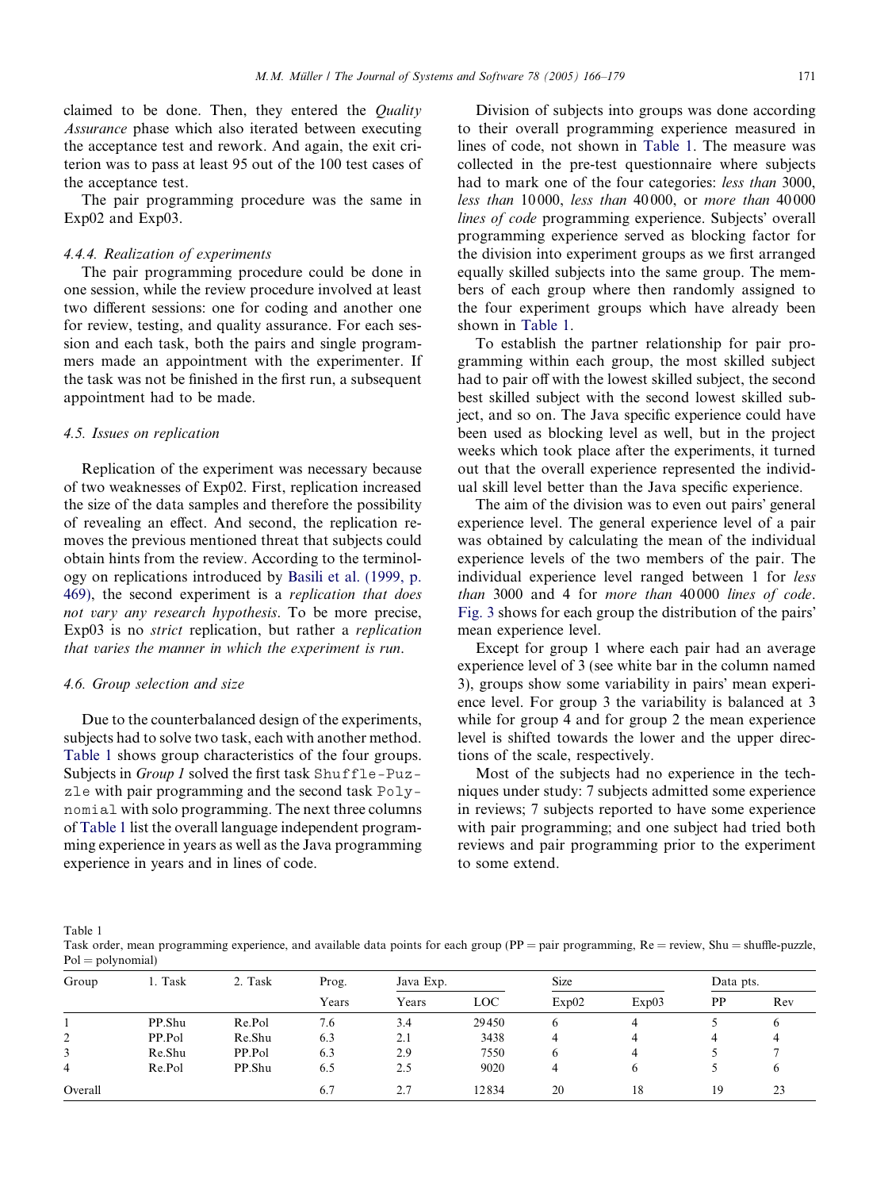claimed to be done. Then, they entered the *Quality Assurance* phase which also iterated between executing the acceptance test and rework. And again, the exit criterion was to pass at least 95 out of the 100 test cases of the acceptance test.

The pair programming procedure was the same in Exp02 and Exp03.

#### 4.4.4. Realization of experiments

The pair programming procedure could be done in one session, while the review procedure involved at least two different sessions: one for coding and another one for review, testing, and quality assurance. For each session and each task, both the pairs and single programmers made an appointment with the experimenter. If the task was not be finished in the first run, a subsequent appointment had to be made.

### 4.5. Issues on replication

Replication of the experiment was necessary because of two weaknesses of Exp02. First, replication increased the size of the data samples and therefore the possibility of revealing an effect. And second, the replication removes the previous mentioned threat that subjects could obtain hints from the review. According to the terminology on replications introduced by Basili et al. (1999, p. 469), the second experiment is a *replication that does not vary any research hypothesis*. To be more precise, Exp03 is no *strict* replication, but rather a *replication that varies the manner in which the experiment is run*.

### 4.6. Group selection and size

Due to the counterbalanced design of the experiments, subjects had to solve two task, each with another method. Table 1 shows group characteristics of the four groups. Subjects in *Group 1* solved the first task `Shuffle-Puzzle` with pair programming and the second task `Polynomial` with solo programming. The next three columns of Table 1 list the overall language independent programming experience in years as well as the Java programming experience in years and in lines of code.

Division of subjects into groups was done according to their overall programming experience measured in lines of code, not shown in Table 1. The measure was collected in the pre-test questionnaire where subjects had to mark one of the four categories: *less than* 3000, *less than* 10 000, *less than* 40 000, or *more than* 40 000 *lines of code* programming experience. Subjects' overall programming experience served as blocking factor for the division into experiment groups as we first arranged equally skilled subjects into the same group. The members of each group where then randomly assigned to the four experiment groups which have already been shown in Table 1.

To establish the partner relationship for pair programming within each group, the most skilled subject had to pair off with the lowest skilled subject, the second best skilled subject with the second lowest skilled subject, and so on. The Java specific experience could have been used as blocking level as well, but in the project weeks which took place after the experiments, it turned out that the overall experience represented the individual skill level better than the Java specific experience.

The aim of the division was to even out pairs' general experience level. The general experience level of a pair was obtained by calculating the mean of the individual experience levels of the two members of the pair. The individual experience level ranged between 1 for *less than* 3000 and 4 for *more than* 40 000 *lines of code*. Fig. 3 shows for each group the distribution of the pairs' mean experience level.

Except for group 1 where each pair had an average experience level of 3 (see white bar in the column named 3), groups show some variability in pairs' mean experience level. For group 3 the variability is balanced at 3 while for group 4 and for group 2 the mean experience level is shifted towards the lower and the upper directions of the scale, respectively.

Most of the subjects had no experience in the techniques under study: 7 subjects admitted some experience in reviews; 7 subjects reported to have some experience with pair programming; and one subject had tried both reviews and pair programming prior to the experiment to some extend.

Table 1
Task order, mean programming experience, and available data points for each group (PP = pair programming, Re = review, Shu = shuffle-puzzle, Pol = polynomial)

| Group | 1. Task | 2. Task | Prog. | Java Exp. | | Size | | Data pts. | |
|---|---|---|---|---|---|---|---|---|---|
| | | | Years | Years | LOC | Exp02 | Exp03 | PP | Rev |
| 1 | PP.Shu | Re.Pol | 7.6 | 3.4 | 29 450 | 6 | 4 | 5 | 6 |
| 2 | PP.Pol | Re.Shu | 6.3 | 2.1 | 3438 | 4 | 4 | 4 | 4 |
| 3 | Re.Shu | PP.Pol | 6.3 | 2.9 | 7550 | 6 | 4 | 5 | 7 |
| 4 | Re.Pol | PP.Shu | 6.5 | 2.5 | 9020 | 4 | 6 | 5 | 6 |
| Overall | | | 6.7 | 2.7 | 12 834 | 20 | 18 | 19 | 23 |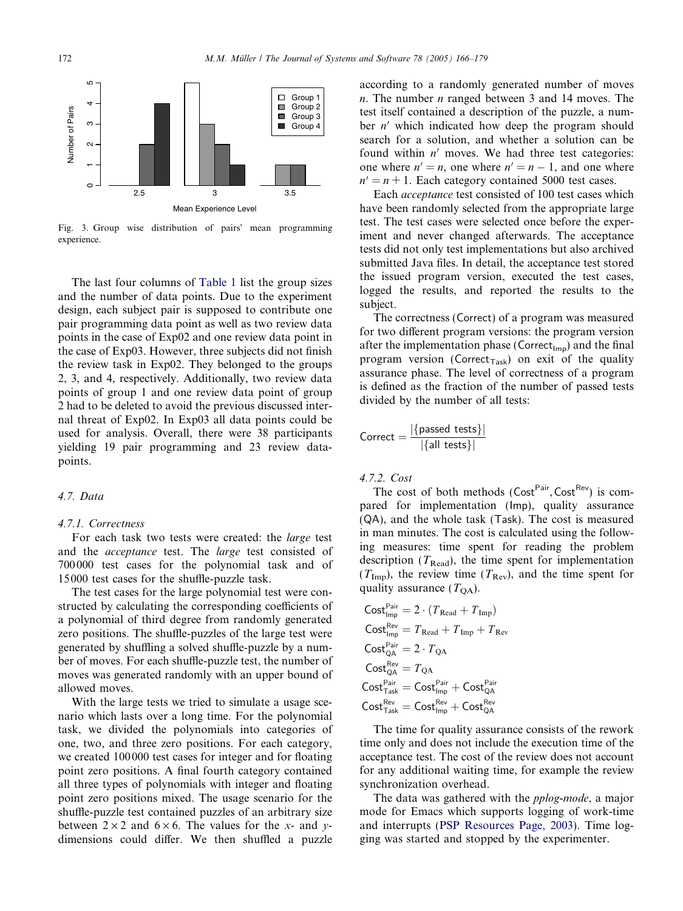Fig. 3. Group wise distribution of pairs' mean programming experience.

The last four columns of Table 1 list the group sizes and the number of data points. Due to the experiment design, each subject pair is supposed to contribute one pair programming data point as well as two review data points in the case of Exp02 and one review data point in the case of Exp03. However, three subjects did not finish the review task in Exp02. They belonged to the groups 2, 3, and 4, respectively. Additionally, two review data points of group 1 and one review data point of group 2 had to be deleted to avoid the previous discussed internal threat of Exp02. In Exp03 all data points could be used for analysis. Overall, there were 38 participants yielding 19 pair programming and 23 review datapoints.

### 4.7. Data

#### 4.7.1. Correctness

For each task two tests were created: the *large* test and the *acceptance* test. The *large* test consisted of 700 000 test cases for the polynomial task and of 15 000 test cases for the shuffle-puzzle task.

The test cases for the large polynomial test were constructed by calculating the corresponding coefficients of a polynomial of third degree from randomly generated zero positions. The shuffle-puzzles of the large test were generated by shuffling a solved shuffle-puzzle by a number of moves. For each shuffle-puzzle test, the number of moves was generated randomly with an upper bound of allowed moves.

With the large tests we tried to simulate a usage scenario which lasts over a long time. For the polynomial task, we divided the polynomials into categories of one, two, and three zero positions. For each category, we created 100 000 test cases for integer and for floating point zero positions. A final fourth category contained all three types of polynomials with integer and floating point zero positions mixed. The usage scenario for the shuffle-puzzle test contained puzzles of an arbitrary size between $2 \times 2$ and $6 \times 6$. The values for the $x$- and $y$-dimensions could differ. We then shuffled a puzzle according to a randomly generated number of moves $n$. The number $n$ ranged between 3 and 14 moves. The test itself contained a description of the puzzle, a number $n'$ which indicated how deep the program should search for a solution, and whether a solution can be found within $n'$ moves. We had three test categories: one where $n' = n$, one where $n' = n - 1$, and one where $n' = n + 1$. Each category contained 5000 test cases.

Each *acceptance* test consisted of 100 test cases which have been randomly selected from the appropriate large test. The test cases were selected once before the experiment and never changed afterwards. The acceptance tests did not only test implementations but also archived submitted Java files. In detail, the acceptance test stored the issued program version, executed the test cases, logged the results, and reported the results to the subject.

The correctness (Correct) of a program was measured for two different program versions: the program version after the implementation phase ($\mathsf{Correct}_{\mathsf{Imp}}$) and the final program version ($\mathsf{Correct}_{\mathsf{Task}}$) on exit of the quality assurance phase. The level of correctness of a program is defined as the fraction of the number of passed tests divided by the number of all tests:

$$\mathsf{Correct} = \frac{|\{\text{passed tests}\}|}{|\{\text{all tests}\}|}$$

#### 4.7.2. Cost

The cost of both methods ($\mathsf{Cost}^{\mathsf{Pair}}, \mathsf{Cost}^{\mathsf{Rev}}$) is compared for implementation (Imp), quality assurance (QA), and the whole task (Task). The cost is measured in man minutes. The cost is calculated using the following measures: time spent for reading the problem description ($T_{\text{Read}}$), the time spent for implementation ($T_{\text{Imp}}$), the review time ($T_{\text{Rev}}$), and the time spent for quality assurance ($T_{\text{QA}}$).

$$\mathsf{Cost}^{\mathsf{Pair}}_{\mathsf{Imp}} = 2 \cdot (T_{\text{Read}} + T_{\text{Imp}})$$
$$\mathsf{Cost}^{\mathsf{Rev}}_{\mathsf{Imp}} = T_{\text{Read}} + T_{\text{Imp}} + T_{\text{Rev}}$$
$$\mathsf{Cost}^{\mathsf{Pair}}_{\mathsf{QA}} = 2 \cdot T_{\text{QA}}$$
$$\mathsf{Cost}^{\mathsf{Rev}}_{\mathsf{QA}} = T_{\text{QA}}$$
$$\mathsf{Cost}^{\mathsf{Pair}}_{\mathsf{Task}} = \mathsf{Cost}^{\mathsf{Pair}}_{\mathsf{Imp}} + \mathsf{Cost}^{\mathsf{Pair}}_{\mathsf{QA}}$$
$$\mathsf{Cost}^{\mathsf{Rev}}_{\mathsf{Task}} = \mathsf{Cost}^{\mathsf{Rev}}_{\mathsf{Imp}} + \mathsf{Cost}^{\mathsf{Rev}}_{\mathsf{QA}}$$

The time for quality assurance consists of the rework time only and does not include the execution time of the acceptance test. The cost of the review does not account for any additional waiting time, for example the review synchronization overhead.

The data was gathered with the *pplog-mode*, a major mode for Emacs which supports logging of work-time and interrupts (PSP Resources Page, 2003). Time logging was started and stopped by the experimenter.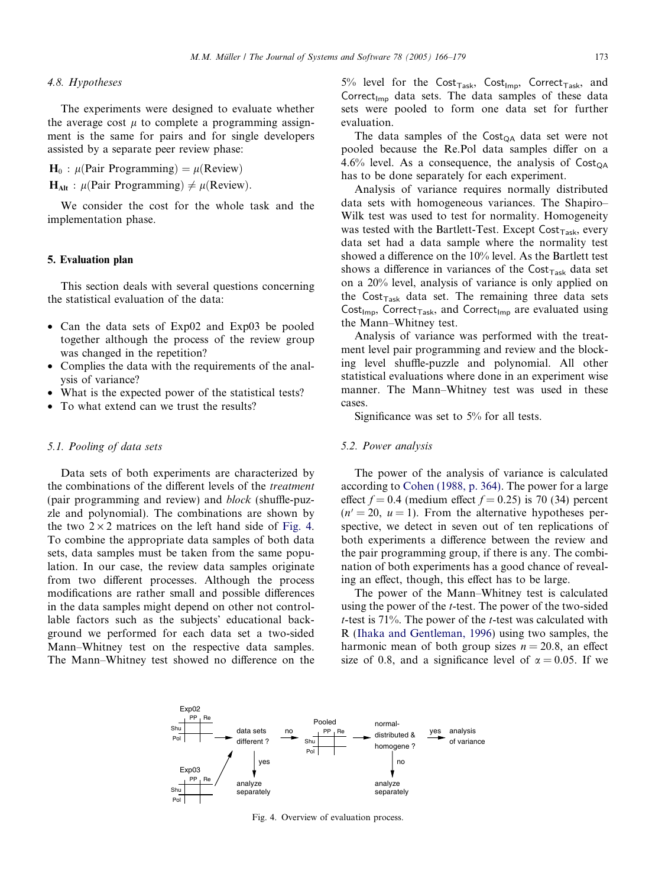### 4.8. Hypotheses

The experiments were designed to evaluate whether the average cost $\mu$ to complete a programming assignment is the same for pairs and for single developers assisted by a separate peer review phase:

$\mathbf{H}_0$ : $\mu$(Pair Programming) = $\mu$(Review)

$\mathbf{H}_{\mathbf{Alt}}$ : $\mu$(Pair Programming) $\neq$ $\mu$(Review).

We consider the cost for the whole task and the implementation phase.

## 5. Evaluation plan

This section deals with several questions concerning the statistical evaluation of the data:

- Can the data sets of Exp02 and Exp03 be pooled together although the process of the review group was changed in the repetition?
- Complies the data with the requirements of the analysis of variance?
- What is the expected power of the statistical tests?
- To what extend can we trust the results?

### 5.1. Pooling of data sets

Data sets of both experiments are characterized by the combinations of the different levels of the *treatment* (pair programming and review) and *block* (shuffle-puzzle and polynomial). The combinations are shown by the two $2 \times 2$ matrices on the left hand side of Fig. 4. To combine the appropriate data samples of both data sets, data samples must be taken from the same population. In our case, the review data samples originate from two different processes. Although the process modifications are rather small and possible differences in the data samples might depend on other not controllable factors such as the subjects' educational background we performed for each data set a two-sided Mann–Whitney test on the respective data samples. The Mann–Whitney test showed no difference on the 5% level for the $\text{Cost}_{\text{Task}}$, $\text{Cost}_{\text{Imp}}$, $\text{Correct}_{\text{Task}}$, and $\text{Correct}_{\text{Imp}}$ data sets. The data samples of these data sets were pooled to form one data set for further evaluation.

The data samples of the $\text{Cost}_{\text{QA}}$ data set were not pooled because the Re.Pol data samples differ on a 4.6% level. As a consequence, the analysis of $\text{Cost}_{\text{QA}}$ has to be done separately for each experiment.

Analysis of variance requires normally distributed data sets with homogeneous variances. The Shapiro–Wilk test was used to test for normality. Homogeneity was tested with the Bartlett-Test. Except $\text{Cost}_{\text{Task}}$, every data set had a data sample where the normality test showed a difference on the 10% level. As the Bartlett test shows a difference in variances of the $\text{Cost}_{\text{Task}}$ data set on a 20% level, analysis of variance is only applied on the $\text{Cost}_{\text{Task}}$ data set. The remaining three data sets $\text{Cost}_{\text{Imp}}$, $\text{Correct}_{\text{Task}}$, and $\text{Correct}_{\text{Imp}}$ are evaluated using the Mann–Whitney test.

Analysis of variance was performed with the treatment level pair programming and review and the blocking level shuffle-puzzle and polynomial. All other statistical evaluations where done in an experiment wise manner. The Mann–Whitney test was used in these cases.

Significance was set to 5% for all tests.

### 5.2. Power analysis

The power of the analysis of variance is calculated according to Cohen (1988, p. 364). The power for a large effect $f = 0.4$ (medium effect $f = 0.25$) is 70 (34) percent ($n' = 20$, $u = 1$). From the alternative hypotheses perspective, we detect in seven out of ten replications of both experiments a difference between the review and the pair programming group, if there is any. The combination of both experiments has a good chance of revealing an effect, though, this effect has to be large.

The power of the Mann–Whitney test is calculated using the power of the *t*-test. The power of the two-sided *t*-test is 71%. The power of the *t*-test was calculated with R (Ihaka and Gentleman, 1996) using two samples, the harmonic mean of both group sizes $n = 20.8$, an effect size of 0.8, and a significance level of $\alpha = 0.05$. If we

Fig. 4. Overview of evaluation process.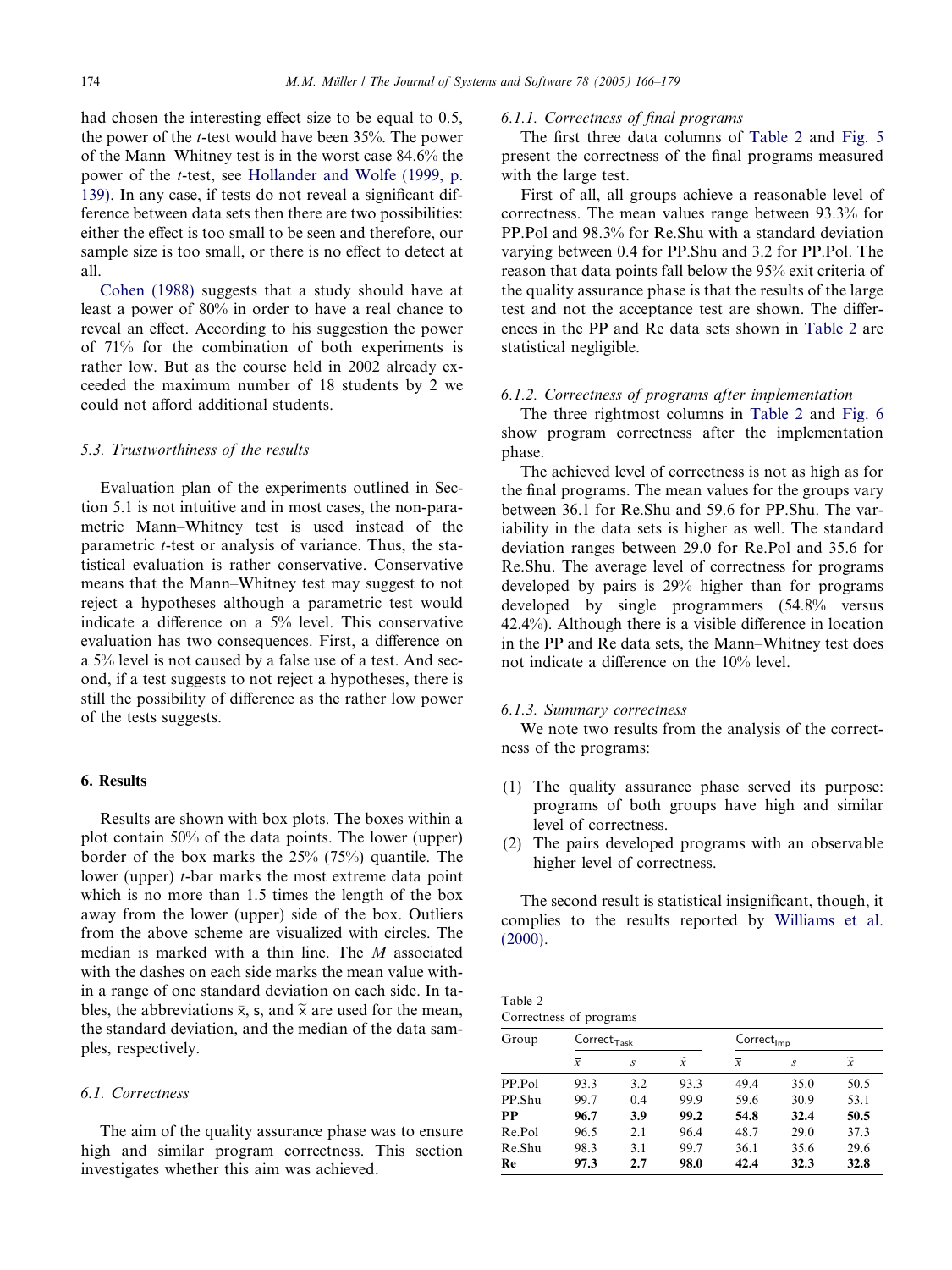had chosen the interesting effect size to be equal to 0.5, the power of the *t*-test would have been 35%. The power of the Mann–Whitney test is in the worst case 84.6% the power of the *t*-test, see Hollander and Wolfe (1999, p. 139). In any case, if tests do not reveal a significant difference between data sets then there are two possibilities: either the effect is too small to be seen and therefore, our sample size is too small, or there is no effect to detect at all.

Cohen (1988) suggests that a study should have at least a power of 80% in order to have a real chance to reveal an effect. According to his suggestion the power of 71% for the combination of both experiments is rather low. But as the course held in 2002 already exceeded the maximum number of 18 students by 2 we could not afford additional students.

### 5.3. Trustworthiness of the results

Evaluation plan of the experiments outlined in Section 5.1 is not intuitive and in most cases, the non-parametric Mann–Whitney test is used instead of the parametric *t*-test or analysis of variance. Thus, the statistical evaluation is rather conservative. Conservative means that the Mann–Whitney test may suggest to not reject a hypotheses although a parametric test would indicate a difference on a 5% level. This conservative evaluation has two consequences. First, a difference on a 5% level is not caused by a false use of a test. And second, if a test suggests to not reject a hypotheses, there is still the possibility of difference as the rather low power of the tests suggests.

## 6. Results

Results are shown with box plots. The boxes within a plot contain 50% of the data points. The lower (upper) border of the box marks the 25% (75%) quantile. The lower (upper) *t*-bar marks the most extreme data point which is no more than 1.5 times the length of the box away from the lower (upper) side of the box. Outliers from the above scheme are visualized with circles. The median is marked with a thin line. The *M* associated with the dashes on each side marks the mean value within a range of one standard deviation on each side. In tables, the abbreviations $\bar{x}$, s, and $\tilde{x}$ are used for the mean, the standard deviation, and the median of the data samples, respectively.

### 6.1. Correctness

The aim of the quality assurance phase was to ensure high and similar program correctness. This section investigates whether this aim was achieved.

#### 6.1.1. Correctness of final programs

The first three data columns of Table 2 and Fig. 5 present the correctness of the final programs measured with the large test.

First of all, all groups achieve a reasonable level of correctness. The mean values range between 93.3% for PP.Pol and 98.3% for Re.Shu with a standard deviation varying between 0.4 for PP.Shu and 3.2 for PP.Pol. The reason that data points fall below the 95% exit criteria of the quality assurance phase is that the results of the large test and not the acceptance test are shown. The differences in the PP and Re data sets shown in Table 2 are statistical negligible.

#### 6.1.2. Correctness of programs after implementation

The three rightmost columns in Table 2 and Fig. 6 show program correctness after the implementation phase.

The achieved level of correctness is not as high as for the final programs. The mean values for the groups vary between 36.1 for Re.Shu and 59.6 for PP.Shu. The variability in the data sets is higher as well. The standard deviation ranges between 29.0 for Re.Pol and 35.6 for Re.Shu. The average level of correctness for programs developed by pairs is 29% higher than for programs developed by single programmers (54.8% versus 42.4%). Although there is a visible difference in location in the PP and Re data sets, the Mann–Whitney test does not indicate a difference on the 10% level.

#### 6.1.3. Summary correctness

We note two results from the analysis of the correctness of the programs:

1. The quality assurance phase served its purpose: programs of both groups have high and similar level of correctness.
2. The pairs developed programs with an observable higher level of correctness.

The second result is statistical insignificant, though, it complies to the results reported by Williams et al. (2000).

Table 2
Correctness of programs

| Group | $Correct_{Task}$ | | | $Correct_{Imp}$ | | |
|---|---|---|---|---|---|---|
| | $\bar{x}$ | $s$ | $\tilde{x}$ | $\bar{x}$ | $s$ | $\tilde{x}$ |
| PP.Pol | 93.3 | 3.2 | 93.3 | 49.4 | 35.0 | 50.5 |
| PP.Shu | 99.7 | 0.4 | 99.9 | 59.6 | 30.9 | 53.1 |
| **PP** | **96.7** | **3.9** | **99.2** | **54.8** | **32.4** | **50.5** |
| Re.Pol | 96.5 | 2.1 | 96.4 | 48.7 | 29.0 | 37.3 |
| Re.Shu | 98.3 | 3.1 | 99.7 | 36.1 | 35.6 | 29.6 |
| **Re** | **97.3** | **2.7** | **98.0** | **42.4** | **32.3** | **32.8** |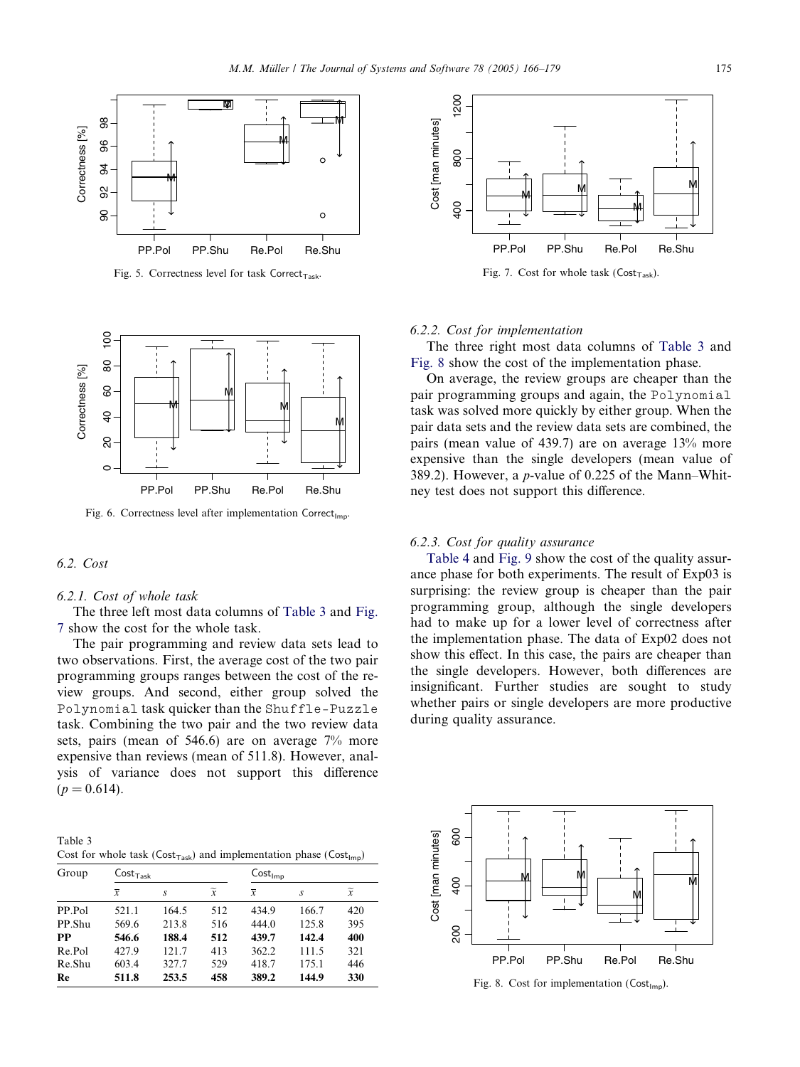Fig. 5. Correctness level for task $\text{Correct}_{\text{Task}}$.

Fig. 6. Correctness level after implementation $\text{Correct}_{\text{Imp}}$.

### 6.2. Cost

#### 6.2.1. Cost of whole task

The three left most data columns of Table 3 and Fig. 7 show the cost for the whole task.

The pair programming and review data sets lead to two observations. First, the average cost of the two pair programming groups ranges between the cost of the review groups. And second, either group solved the `Polynomial` task quicker than the `Shuffle-Puzzle` task. Combining the two pair and the two review data sets, pairs (mean of 546.6) are on average 7% more expensive than reviews (mean of 511.8). However, analysis of variance does not support this difference ($p = 0.614$).

Table 3
Cost for whole task ($\text{Cost}_{\text{Task}}$) and implementation phase ($\text{Cost}_{\text{Imp}}$)

| Group | $\text{Cost}_{\text{Task}}$ | | | $\text{Cost}_{\text{Imp}}$ | | |
|---|---|---|---|---|---|---|
| | $\bar{x}$ | $s$ | $\tilde{x}$ | $\bar{x}$ | $s$ | $\tilde{x}$ |
| PP.Pol | 521.1 | 164.5 | 512 | 434.9 | 166.7 | 420 |
| PP.Shu | 569.6 | 213.8 | 516 | 444.0 | 125.8 | 395 |
| **PP** | **546.6** | **188.4** | **512** | **439.7** | **142.4** | **400** |
| Re.Pol | 427.9 | 121.7 | 413 | 362.2 | 111.5 | 321 |
| Re.Shu | 603.4 | 327.7 | 529 | 418.7 | 175.1 | 446 |
| **Re** | **511.8** | **253.5** | **458** | **389.2** | **144.9** | **330** |

Fig. 7. Cost for whole task ($\text{Cost}_{\text{Task}}$).

#### 6.2.2. Cost for implementation

The three right most data columns of Table 3 and Fig. 8 show the cost of the implementation phase.

On average, the review groups are cheaper than the pair programming groups and again, the `Polynomial` task was solved more quickly by either group. When the pair data sets and the review data sets are combined, the pairs (mean value of 439.7) are on average 13% more expensive than the single developers (mean value of 389.2). However, a $p$-value of 0.225 of the Mann–Whitney test does not support this difference.

#### 6.2.3. Cost for quality assurance

Table 4 and Fig. 9 show the cost of the quality assurance phase for both experiments. The result of Exp03 is surprising: the review group is cheaper than the pair programming group, although the single developers had to make up for a lower level of correctness after the implementation phase. The data of Exp02 does not show this effect. In this case, the pairs are cheaper than the single developers. However, both differences are insignificant. Further studies are sought to study whether pairs or single developers are more productive during quality assurance.

Fig. 8. Cost for implementation ($\text{Cost}_{\text{Imp}}$).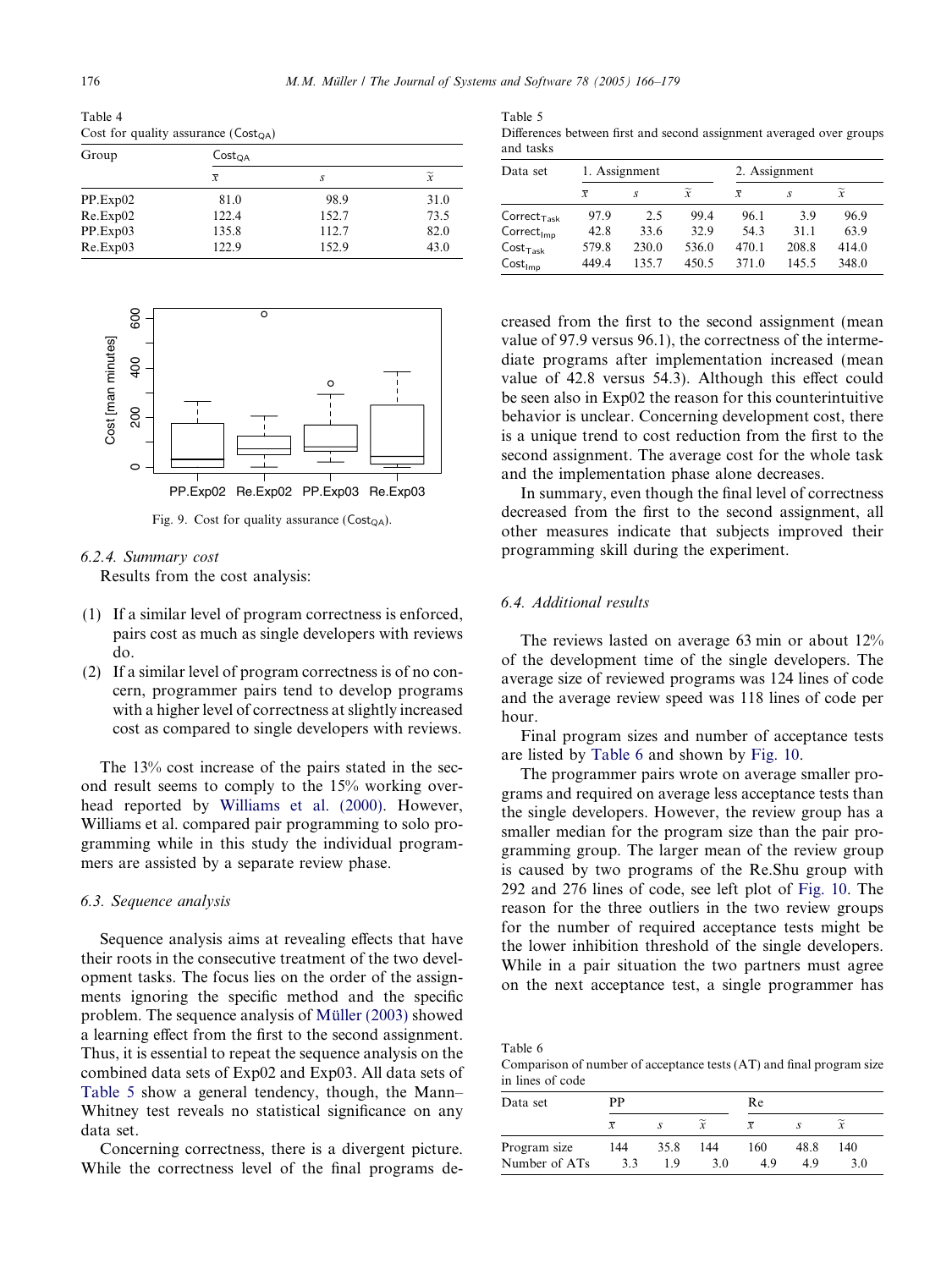Table 4
Cost for quality assurance ($Cost_{QA}$)

| Group | $Cost_{QA}$ | | |
|---|---|---|---|
| | $\bar{x}$ | $s$ | $\tilde{x}$ |
| PP.Exp02 | 81.0 | 98.9 | 31.0 |
| Re.Exp02 | 122.4 | 152.7 | 73.5 |
| PP.Exp03 | 135.8 | 112.7 | 82.0 |
| Re.Exp03 | 122.9 | 152.9 | 43.0 |

Fig. 9. Cost for quality assurance ($Cost_{QA}$).

### 6.2.4. Summary cost

Results from the cost analysis:

(1) If a similar level of program correctness is enforced, pairs cost as much as single developers with reviews do.
(2) If a similar level of program correctness is of no concern, programmer pairs tend to develop programs with a higher level of correctness at slightly increased cost as compared to single developers with reviews.

The 13% cost increase of the pairs stated in the second result seems to comply to the 15% working overhead reported by Williams et al. (2000). However, Williams et al. compared pair programming to solo programming while in this study the individual programmers are assisted by a separate review phase.

## 6.3. Sequence analysis

Sequence analysis aims at revealing effects that have their roots in the consecutive treatment of the two development tasks. The focus lies on the order of the assignments ignoring the specific method and the specific problem. The sequence analysis of Müller (2003) showed a learning effect from the first to the second assignment. Thus, it is essential to repeat the sequence analysis on the combined data sets of Exp02 and Exp03. All data sets of Table 5 show a general tendency, though, the Mann–Whitney test reveals no statistical significance on any data set.

Table 5
Differences between first and second assignment averaged over groups and tasks

| Data set | 1. Assignment | | | 2. Assignment | | |
|---|---|---|---|---|---|---|
| | $\bar{x}$ | $s$ | $\tilde{x}$ | $\bar{x}$ | $s$ | $\tilde{x}$ |
| $Correct_{Task}$ | 97.9 | 2.5 | 99.4 | 96.1 | 3.9 | 96.9 |
| $Correct_{Imp}$ | 42.8 | 33.6 | 32.9 | 54.3 | 31.1 | 63.9 |
| $Cost_{Task}$ | 579.8 | 230.0 | 536.0 | 470.1 | 208.8 | 414.0 |
| $Cost_{Imp}$ | 449.4 | 135.7 | 450.5 | 371.0 | 145.5 | 348.0 |

Concerning correctness, there is a divergent picture. While the correctness level of the final programs decreased from the first to the second assignment (mean value of 97.9 versus 96.1), the correctness of the intermediate programs after implementation increased (mean value of 42.8 versus 54.3). Although this effect could be seen also in Exp02 the reason for this counterintuitive behavior is unclear. Concerning development cost, there is a unique trend to cost reduction from the first to the second assignment. The average cost for the whole task and the implementation phase alone decreases.

In summary, even though the final level of correctness decreased from the first to the second assignment, all other measures indicate that subjects improved their programming skill during the experiment.

## 6.4. Additional results

The reviews lasted on average 63 min or about 12% of the development time of the single developers. The average size of reviewed programs was 124 lines of code and the average review speed was 118 lines of code per hour.

Final program sizes and number of acceptance tests are listed by Table 6 and shown by Fig. 10.

The programmer pairs wrote on average smaller programs and required on average less acceptance tests than the single developers. However, the review group has a smaller median for the program size than the pair programming group. The larger mean of the review group is caused by two programs of the Re.Shu group with 292 and 276 lines of code, see left plot of Fig. 10. The reason for the three outliers in the two review groups for the number of required acceptance tests might be the lower inhibition threshold of the single developers. While in a pair situation the two partners must agree on the next acceptance test, a single programmer has

Table 6
Comparison of number of acceptance tests (AT) and final program size in lines of code

| Data set | PP | | | Re | | |
|---|---|---|---|---|---|---|
| | $\bar{x}$ | $s$ | $\tilde{x}$ | $\bar{x}$ | $s$ | $\tilde{x}$ |
| Program size | 144 | 35.8 | 144 | 160 | 48.8 | 140 |
| Number of ATs | 3.3 | 1.9 | 3.0 | 4.9 | 4.9 | 3.0 |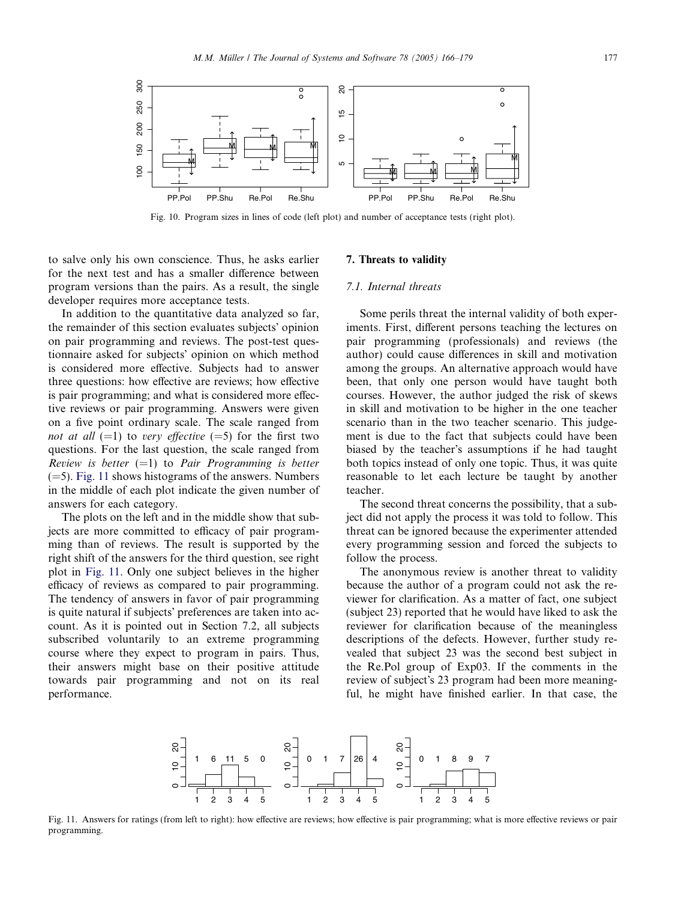Fig. 10. Program sizes in lines of code (left plot) and number of acceptance tests (right plot).

to salve only his own conscience. Thus, he asks earlier for the next test and has a smaller difference between program versions than the pairs. As a result, the single developer requires more acceptance tests.

In addition to the quantitative data analyzed so far, the remainder of this section evaluates subjects' opinion on pair programming and reviews. The post-test questionnaire asked for subjects' opinion on which method is considered more effective. Subjects had to answer three questions: how effective are reviews; how effective is pair programming; and what is considered more effective reviews or pair programming. Answers were given on a five point ordinary scale. The scale ranged from *not at all* (=1) to *very effective* (=5) for the first two questions. For the last question, the scale ranged from *Review is better* (=1) to *Pair Programming is better* (=5). Fig. 11 shows histograms of the answers. Numbers in the middle of each plot indicate the given number of answers for each category.

The plots on the left and in the middle show that subjects are more committed to efficacy of pair programming than of reviews. The result is supported by the right shift of the answers for the third question, see right plot in Fig. 11. Only one subject believes in the higher efficacy of reviews as compared to pair programming. The tendency of answers in favor of pair programming is quite natural if subjects' preferences are taken into account. As it is pointed out in Section 7.2, all subjects subscribed voluntarily to an extreme programming course where they expect to program in pairs. Thus, their answers might base on their positive attitude towards pair programming and not on its real performance.

## 7. Threats to validity

### 7.1. Internal threats

Some perils threat the internal validity of both experiments. First, different persons teaching the lectures on pair programming (professionals) and reviews (the author) could cause differences in skill and motivation among the groups. An alternative approach would have been, that only one person would have taught both courses. However, the author judged the risk of skews in skill and motivation to be higher in the one teacher scenario than in the two teacher scenario. This judgement is due to the fact that subjects could have been biased by the teacher's assumptions if he had taught both topics instead of only one topic. Thus, it was quite reasonable to let each lecture be taught by another teacher.

The second threat concerns the possibility, that a subject did not apply the process it was told to follow. This threat can be ignored because the experimenter attended every programming session and forced the subjects to follow the process.

The anonymous review is another threat to validity because the author of a program could not ask the reviewer for clarification. As a matter of fact, one subject (subject 23) reported that he would have liked to ask the reviewer for clarification because of the meaningless descriptions of the defects. However, further study revealed that subject 23 was the second best subject in the Re.Pol group of Exp03. If the comments in the review of subject's 23 program had been more meaningful, he might have finished earlier. In that case, the

Fig. 11. Answers for ratings (from left to right): how effective are reviews; how effective is pair programming; what is more effective reviews or pair programming.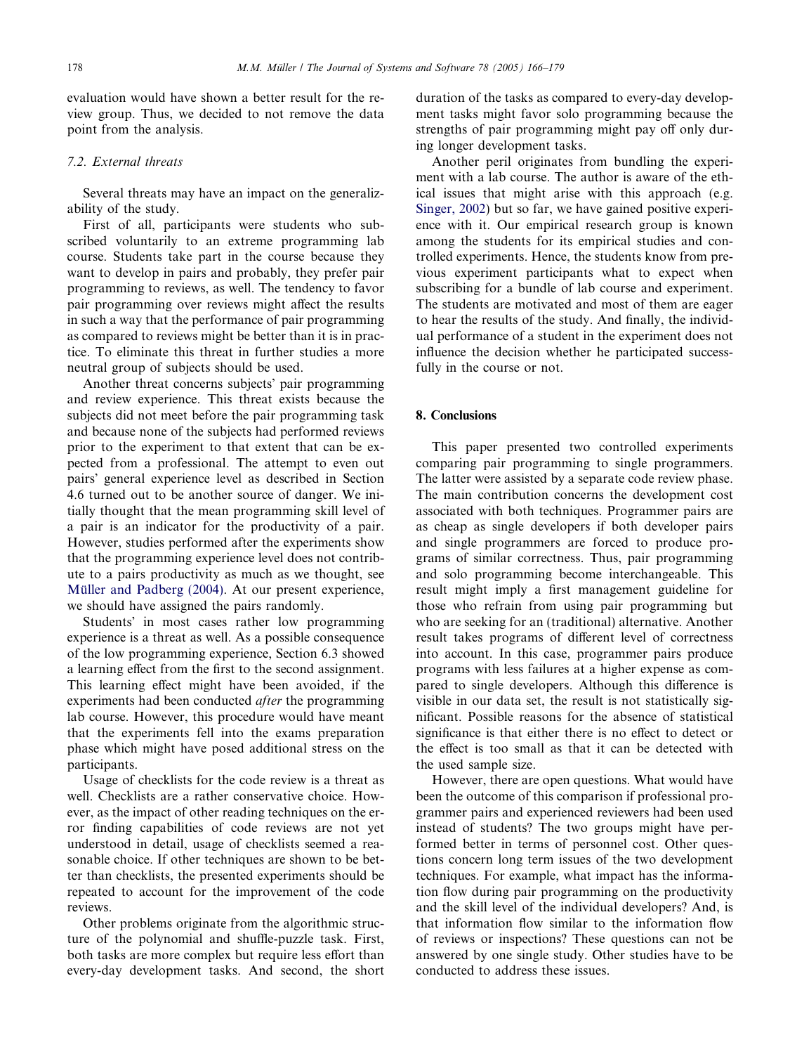evaluation would have shown a better result for the review group. Thus, we decided to not remove the data point from the analysis.

### 7.2. External threats

Several threats may have an impact on the generalizability of the study.

First of all, participants were students who subscribed voluntarily to an extreme programming lab course. Students take part in the course because they want to develop in pairs and probably, they prefer pair programming to reviews, as well. The tendency to favor pair programming over reviews might affect the results in such a way that the performance of pair programming as compared to reviews might be better than it is in practice. To eliminate this threat in further studies a more neutral group of subjects should be used.

Another threat concerns subjects' pair programming and review experience. This threat exists because the subjects did not meet before the pair programming task and because none of the subjects had performed reviews prior to the experiment to that extent that can be expected from a professional. The attempt to even out pairs' general experience level as described in Section 4.6 turned out to be another source of danger. We initially thought that the mean programming skill level of a pair is an indicator for the productivity of a pair. However, studies performed after the experiments show that the programming experience level does not contribute to a pairs productivity as much as we thought, see Müller and Padberg (2004). At our present experience, we should have assigned the pairs randomly.

Students' in most cases rather low programming experience is a threat as well. As a possible consequence of the low programming experience, Section 6.3 showed a learning effect from the first to the second assignment. This learning effect might have been avoided, if the experiments had been conducted *after* the programming lab course. However, this procedure would have meant that the experiments fell into the exams preparation phase which might have posed additional stress on the participants.

Usage of checklists for the code review is a threat as well. Checklists are a rather conservative choice. However, as the impact of other reading techniques on the error finding capabilities of code reviews are not yet understood in detail, usage of checklists seemed a reasonable choice. If other techniques are shown to be better than checklists, the presented experiments should be repeated to account for the improvement of the code reviews.

Other problems originate from the algorithmic structure of the polynomial and shuffle-puzzle task. First, both tasks are more complex but require less effort than every-day development tasks. And second, the short duration of the tasks as compared to every-day development tasks might favor solo programming because the strengths of pair programming might pay off only during longer development tasks.

Another peril originates from bundling the experiment with a lab course. The author is aware of the ethical issues that might arise with this approach (e.g. Singer, 2002) but so far, we have gained positive experience with it. Our empirical research group is known among the students for its empirical studies and controlled experiments. Hence, the students know from previous experiment participants what to expect when subscribing for a bundle of lab course and experiment. The students are motivated and most of them are eager to hear the results of the study. And finally, the individual performance of a student in the experiment does not influence the decision whether he participated successfully in the course or not.

## 8. Conclusions

This paper presented two controlled experiments comparing pair programming to single programmers. The latter were assisted by a separate code review phase. The main contribution concerns the development cost associated with both techniques. Programmer pairs are as cheap as single developers if both developer pairs and single programmers are forced to produce programs of similar correctness. Thus, pair programming and solo programming become interchangeable. This result might imply a first management guideline for those who refrain from using pair programming but who are seeking for an (traditional) alternative. Another result takes programs of different level of correctness into account. In this case, programmer pairs produce programs with less failures at a higher expense as compared to single developers. Although this difference is visible in our data set, the result is not statistically significant. Possible reasons for the absence of statistical significance is that either there is no effect to detect or the effect is too small as that it can be detected with the used sample size.

However, there are open questions. What would have been the outcome of this comparison if professional programmer pairs and experienced reviewers had been used instead of students? The two groups might have performed better in terms of personnel cost. Other questions concern long term issues of the two development techniques. For example, what impact has the information flow during pair programming on the productivity and the skill level of the individual developers? And, is that information flow similar to the information flow of reviews or inspections? These questions can not be answered by one single study. Other studies have to be conducted to address these issues.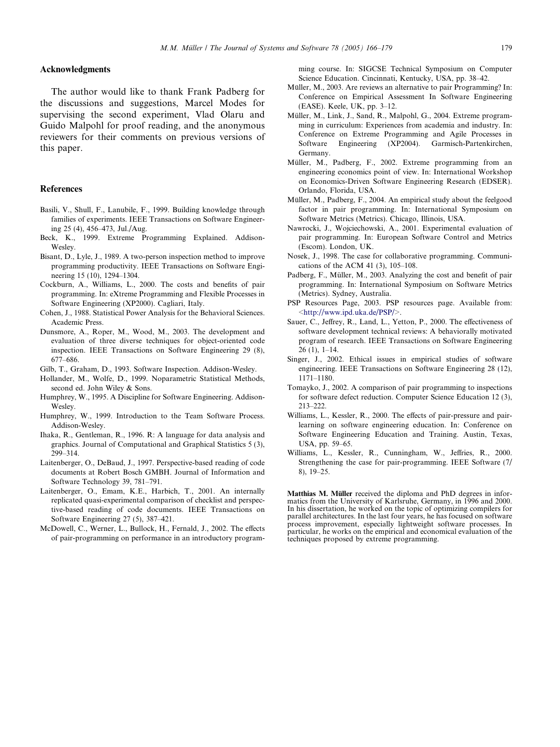## Acknowledgments

The author would like to thank Frank Padberg for the discussions and suggestions, Marcel Modes for supervising the second experiment, Vlad Olaru and Guido Malpohl for proof reading, and the anonymous reviewers for their comments on previous versions of this paper.

## References

Basili, V., Shull, F., Lanubile, F., 1999. Building knowledge through families of experiments. IEEE Transactions on Software Engineering 25 (4), 456–473, Jul./Aug.

Beck, K., 1999. Extreme Programming Explained. Addison-Wesley.

Bisant, D., Lyle, J., 1989. A two-person inspection method to improve programming productivity. IEEE Transactions on Software Engineering 15 (10), 1294–1304.

Cockburn, A., Williams, L., 2000. The costs and benefits of pair programming. In: eXtreme Programming and Flexible Processes in Software Engineering (XP2000). Cagliari, Italy.

Cohen, J., 1988. Statistical Power Analysis for the Behavioral Sciences. Academic Press.

Dunsmore, A., Roper, M., Wood, M., 2003. The development and evaluation of three diverse techniques for object-oriented code inspection. IEEE Transactions on Software Engineering 29 (8), 677–686.

Gilb, T., Graham, D., 1993. Software Inspection. Addison-Wesley.

Hollander, M., Wolfe, D., 1999. Noparametric Statistical Methods, second ed. John Wiley & Sons.

Humphrey, W., 1995. A Discipline for Software Engineering. Addison-Wesley.

Humphrey, W., 1999. Introduction to the Team Software Process. Addison-Wesley.

Ihaka, R., Gentleman, R., 1996. R: A language for data analysis and graphics. Journal of Computational and Graphical Statistics 5 (3), 299–314.

Laitenberger, O., DeBaud, J., 1997. Perspective-based reading of code documents at Robert Bosch GMBH. Journal of Information and Software Technology 39, 781–791.

Laitenberger, O., Emam, K.E., Harbich, T., 2001. An internally replicated quasi-experimental comparison of checklist and perspective-based reading of code documents. IEEE Transactions on Software Engineering 27 (5), 387–421.

McDowell, C., Werner, L., Bullock, H., Fernald, J., 2002. The effects of pair-programming on performance in an introductory programming course. In: SIGCSE Technical Symposium on Computer Science Education. Cincinnati, Kentucky, USA, pp. 38–42.

Müller, M., 2003. Are reviews an alternative to pair Programming? In: Conference on Empirical Assessment In Software Engineering (EASE). Keele, UK, pp. 3–12.

Müller, M., Link, J., Sand, R., Malpohl, G., 2004. Extreme programming in curriculum: Experiences from academia and industry. In: Conference on Extreme Programming and Agile Processes in Software Engineering (XP2004). Garmisch-Partenkirchen, Germany.

Müller, M., Padberg, F., 2002. Extreme programming from an engineering economics point of view. In: International Workshop on Economics-Driven Software Engineering Research (EDSER). Orlando, Florida, USA.

Müller, M., Padberg, F., 2004. An empirical study about the feelgood factor in pair programming. In: International Symposium on Software Metrics (Metrics). Chicago, Illinois, USA.

Nawrocki, J., Wojciechowski, A., 2001. Experimental evaluation of pair programming. In: European Software Control and Metrics (Escom). London, UK.

Nosek, J., 1998. The case for collaborative programming. Communications of the ACM 41 (3), 105–108.

Padberg, F., Müller, M., 2003. Analyzing the cost and benefit of pair programming. In: International Symposium on Software Metrics (Metrics). Sydney, Australia.

PSP Resources Page, 2003. PSP resources page. Available from: <http://www.ipd.uka.de/PSP/>.

Sauer, C., Jeffrey, R., Land, L., Yetton, P., 2000. The effectiveness of software development technical reviews: A behaviorally motivated program of research. IEEE Transactions on Software Engineering 26 (1), 1–14.

Singer, J., 2002. Ethical issues in empirical studies of software engineering. IEEE Transactions on Software Engineering 28 (12), 1171–1180.

Tomayko, J., 2002. A comparison of pair programming to inspections for software defect reduction. Computer Science Education 12 (3), 213–222.

Williams, L., Kessler, R., 2000. The effects of pair-pressure and pair-learning on software engineering education. In: Conference on Software Engineering Education and Training. Austin, Texas, USA, pp. 59–65.

Williams, L., Kessler, R., Cunningham, W., Jeffries, R., 2000. Strengthening the case for pair-programming. IEEE Software (7/8), 19–25.

**Matthias M. Müller** received the diploma and PhD degrees in informatics from the University of Karlsruhe, Germany, in 1996 and 2000. In his dissertation, he worked on the topic of optimizing compilers for parallel architectures. In the last four years, he has focused on software process improvement, especially lightweight software processes. In particular, he works on the empirical and economical evaluation of the techniques proposed by extreme programming.